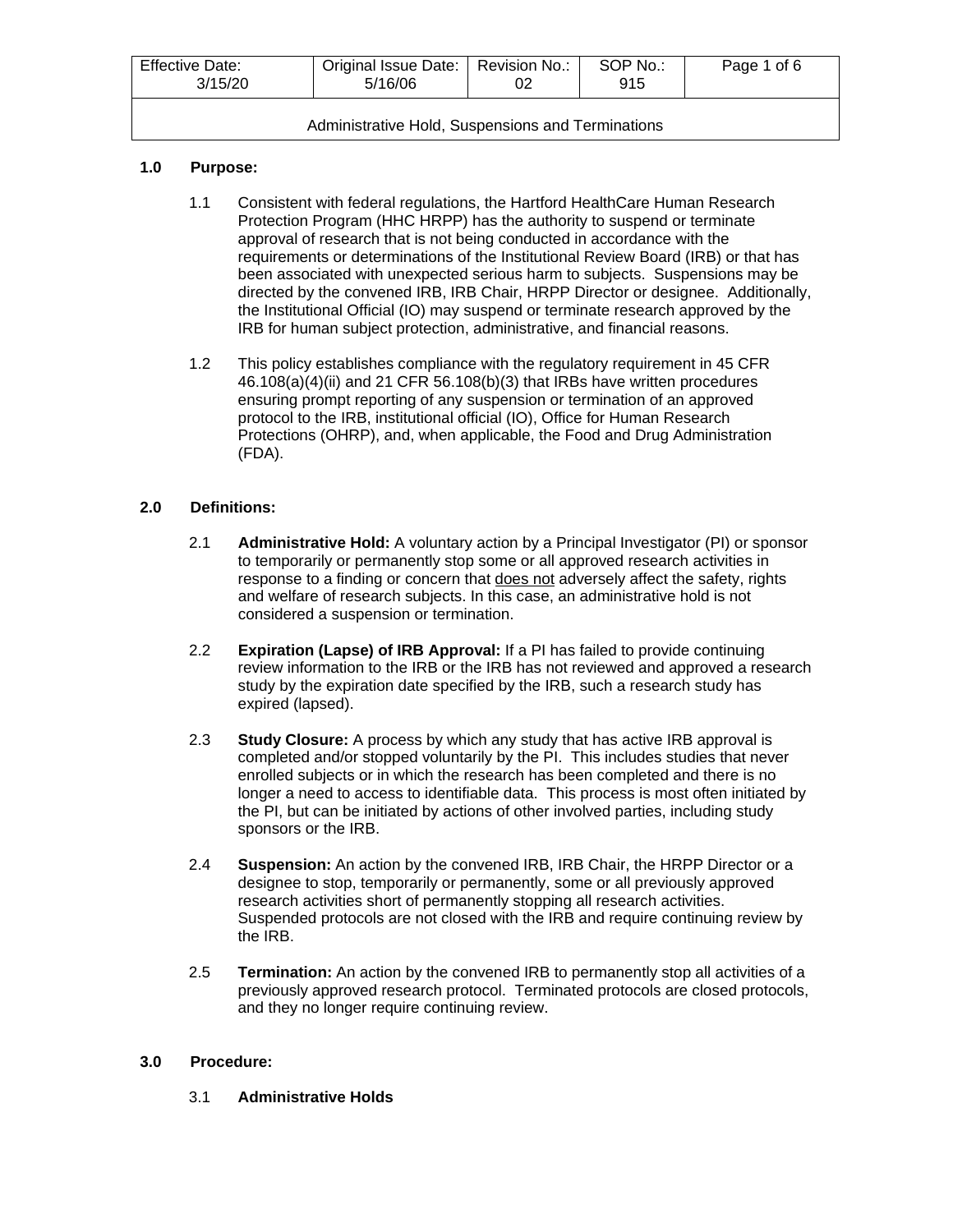| Effective Date: 3/15/20 | Original Issue Date: 5/16/06 | Revision No.: 02 | SOP No.: 915 | |
|---|---|---|---|---|
| Administrative Hold, Suspensions and Terminations | | | | |

## 1.0 Purpose:

1.1 Consistent with federal regulations, the Hartford HealthCare Human Research Protection Program (HHC HRPP) has the authority to suspend or terminate approval of research that is not being conducted in accordance with the requirements or determinations of the Institutional Review Board (IRB) or that has been associated with unexpected serious harm to subjects. Suspensions may be directed by the convened IRB, IRB Chair, HRPP Director or designee. Additionally, the Institutional Official (IO) may suspend or terminate research approved by the IRB for human subject protection, administrative, and financial reasons.

1.2 This policy establishes compliance with the regulatory requirement in 45 CFR 46.108(a)(4)(ii) and 21 CFR 56.108(b)(3) that IRBs have written procedures ensuring prompt reporting of any suspension or termination of an approved protocol to the IRB, institutional official (IO), Office for Human Research Protections (OHRP), and, when applicable, the Food and Drug Administration (FDA).

## 2.0 Definitions:

2.1 **Administrative Hold:** A voluntary action by a Principal Investigator (PI) or sponsor to temporarily or permanently stop some or all approved research activities in response to a finding or concern that <u>does not</u> adversely affect the safety, rights and welfare of research subjects. In this case, an administrative hold is not considered a suspension or termination.

2.2 **Expiration (Lapse) of IRB Approval:** If a PI has failed to provide continuing review information to the IRB or the IRB has not reviewed and approved a research study by the expiration date specified by the IRB, such a research study has expired (lapsed).

2.3 **Study Closure:** A process by which any study that has active IRB approval is completed and/or stopped voluntarily by the PI. This includes studies that never enrolled subjects or in which the research has been completed and there is no longer a need to access to identifiable data. This process is most often initiated by the PI, but can be initiated by actions of other involved parties, including study sponsors or the IRB.

2.4 **Suspension:** An action by the convened IRB, IRB Chair, the HRPP Director or a designee to stop, temporarily or permanently, some or all previously approved research activities short of permanently stopping all research activities. Suspended protocols are not closed with the IRB and require continuing review by the IRB.

2.5 **Termination:** An action by the convened IRB to permanently stop all activities of a previously approved research protocol. Terminated protocols are closed protocols, and they no longer require continuing review.

## 3.0 Procedure:

### 3.1 **Administrative Holds**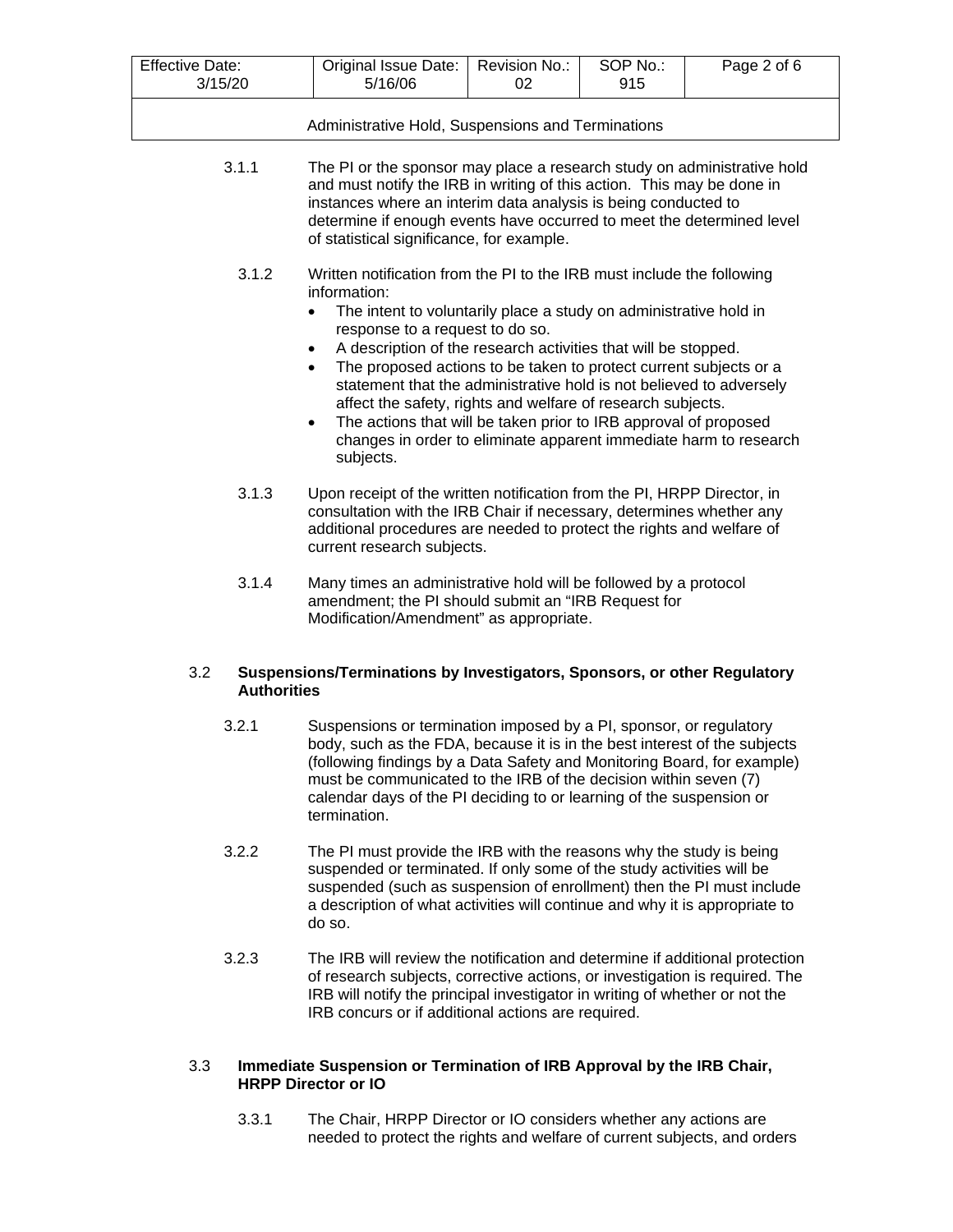3.1.1 The PI or the sponsor may place a research study on administrative hold and must notify the IRB in writing of this action. This may be done in instances where an interim data analysis is being conducted to determine if enough events have occurred to meet the determined level of statistical significance, for example.

3.1.2 Written notification from the PI to the IRB must include the following information:

- The intent to voluntarily place a study on administrative hold in response to a request to do so.
- A description of the research activities that will be stopped.
- The proposed actions to be taken to protect current subjects or a statement that the administrative hold is not believed to adversely affect the safety, rights and welfare of research subjects.
- The actions that will be taken prior to IRB approval of proposed changes in order to eliminate apparent immediate harm to research subjects.

3.1.3 Upon receipt of the written notification from the PI, HRPP Director, in consultation with the IRB Chair if necessary, determines whether any additional procedures are needed to protect the rights and welfare of current research subjects.

3.1.4 Many times an administrative hold will be followed by a protocol amendment; the PI should submit an "IRB Request for Modification/Amendment" as appropriate.

### 3.2 Suspensions/Terminations by Investigators, Sponsors, or other Regulatory Authorities

3.2.1 Suspensions or termination imposed by a PI, sponsor, or regulatory body, such as the FDA, because it is in the best interest of the subjects (following findings by a Data Safety and Monitoring Board, for example) must be communicated to the IRB of the decision within seven (7) calendar days of the PI deciding to or learning of the suspension or termination.

3.2.2 The PI must provide the IRB with the reasons why the study is being suspended or terminated. If only some of the study activities will be suspended (such as suspension of enrollment) then the PI must include a description of what activities will continue and why it is appropriate to do so.

3.2.3 The IRB will review the notification and determine if additional protection of research subjects, corrective actions, or investigation is required. The IRB will notify the principal investigator in writing of whether or not the IRB concurs or if additional actions are required.

### 3.3 Immediate Suspension or Termination of IRB Approval by the IRB Chair, HRPP Director or IO

3.3.1 The Chair, HRPP Director or IO considers whether any actions are needed to protect the rights and welfare of current subjects, and orders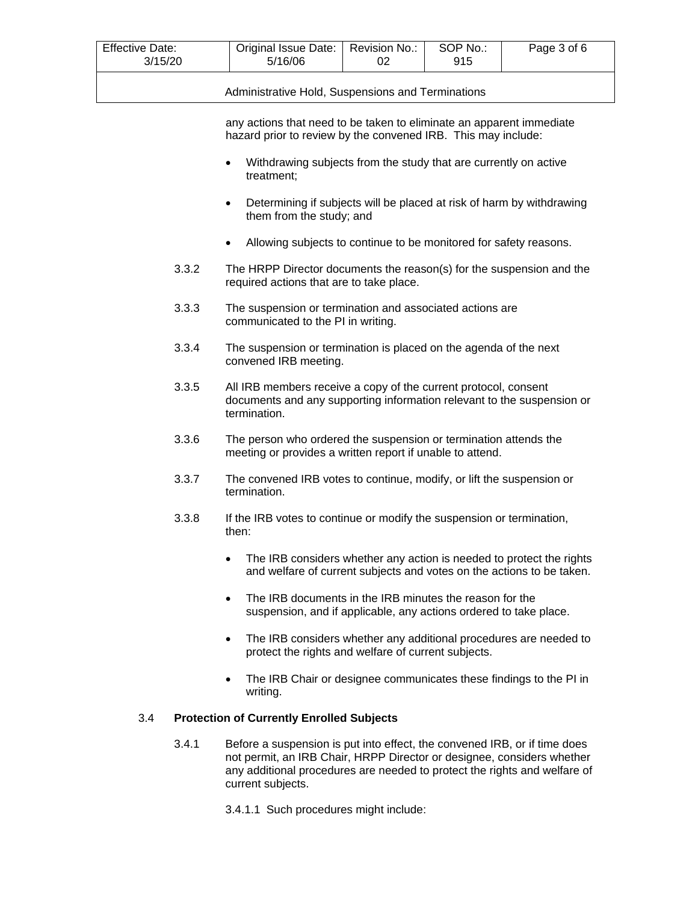any actions that need to be taken to eliminate an apparent immediate hazard prior to review by the convened IRB. This may include:

- Withdrawing subjects from the study that are currently on active treatment;
- Determining if subjects will be placed at risk of harm by withdrawing them from the study; and
- Allowing subjects to continue to be monitored for safety reasons.

3.3.2 The HRPP Director documents the reason(s) for the suspension and the required actions that are to take place.

3.3.3 The suspension or termination and associated actions are communicated to the PI in writing.

3.3.4 The suspension or termination is placed on the agenda of the next convened IRB meeting.

3.3.5 All IRB members receive a copy of the current protocol, consent documents and any supporting information relevant to the suspension or termination.

3.3.6 The person who ordered the suspension or termination attends the meeting or provides a written report if unable to attend.

3.3.7 The convened IRB votes to continue, modify, or lift the suspension or termination.

3.3.8 If the IRB votes to continue or modify the suspension or termination, then:

- The IRB considers whether any action is needed to protect the rights and welfare of current subjects and votes on the actions to be taken.
- The IRB documents in the IRB minutes the reason for the suspension, and if applicable, any actions ordered to take place.
- The IRB considers whether any additional procedures are needed to protect the rights and welfare of current subjects.
- The IRB Chair or designee communicates these findings to the PI in writing.

## 3.4 **Protection of Currently Enrolled Subjects**

3.4.1 Before a suspension is put into effect, the convened IRB, or if time does not permit, an IRB Chair, HRPP Director or designee, considers whether any additional procedures are needed to protect the rights and welfare of current subjects.

3.4.1.1 Such procedures might include: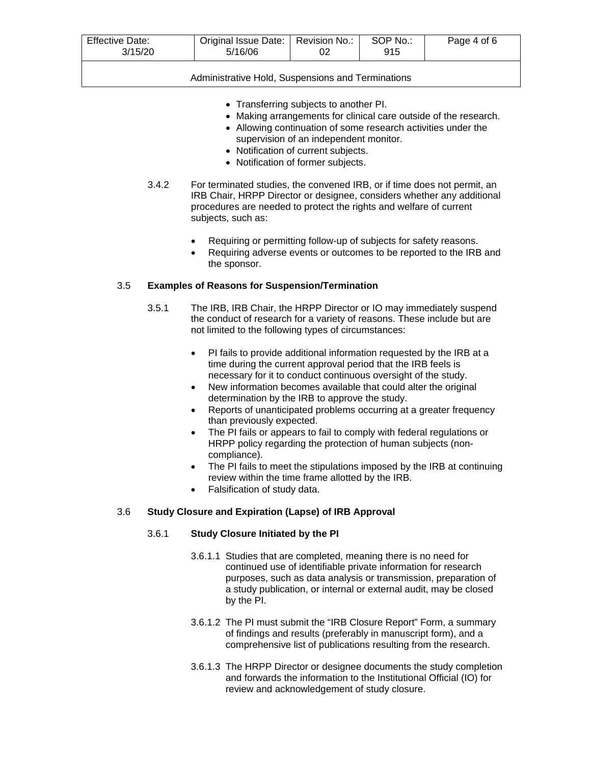- Transferring subjects to another PI.
- Making arrangements for clinical care outside of the research.
- Allowing continuation of some research activities under the supervision of an independent monitor.
- Notification of current subjects.
- Notification of former subjects.

3.4.2 For terminated studies, the convened IRB, or if time does not permit, an IRB Chair, HRPP Director or designee, considers whether any additional procedures are needed to protect the rights and welfare of current subjects, such as:

- Requiring or permitting follow-up of subjects for safety reasons.
- Requiring adverse events or outcomes to be reported to the IRB and the sponsor.

### 3.5 Examples of Reasons for Suspension/Termination

3.5.1 The IRB, IRB Chair, the HRPP Director or IO may immediately suspend the conduct of research for a variety of reasons. These include but are not limited to the following types of circumstances:

- PI fails to provide additional information requested by the IRB at a time during the current approval period that the IRB feels is necessary for it to conduct continuous oversight of the study.
- New information becomes available that could alter the original determination by the IRB to approve the study.
- Reports of unanticipated problems occurring at a greater frequency than previously expected.
- The PI fails or appears to fail to comply with federal regulations or HRPP policy regarding the protection of human subjects (non-compliance).
- The PI fails to meet the stipulations imposed by the IRB at continuing review within the time frame allotted by the IRB.
- Falsification of study data.

### 3.6 Study Closure and Expiration (Lapse) of IRB Approval

#### 3.6.1 Study Closure Initiated by the PI

3.6.1.1 Studies that are completed, meaning there is no need for continued use of identifiable private information for research purposes, such as data analysis or transmission, preparation of a study publication, or internal or external audit, may be closed by the PI.

3.6.1.2 The PI must submit the "IRB Closure Report" Form, a summary of findings and results (preferably in manuscript form), and a comprehensive list of publications resulting from the research.

3.6.1.3 The HRPP Director or designee documents the study completion and forwards the information to the Institutional Official (IO) for review and acknowledgement of study closure.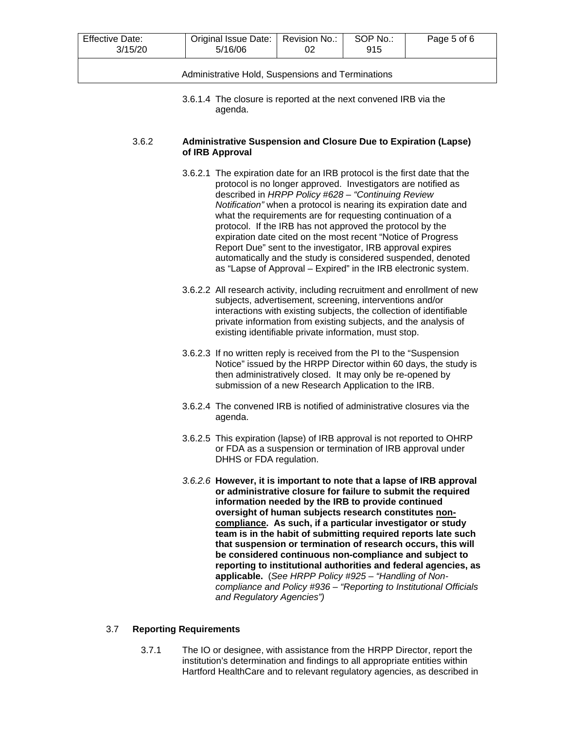3.6.1.4 The closure is reported at the next convened IRB via the agenda.

### 3.6.2 Administrative Suspension and Closure Due to Expiration (Lapse) of IRB Approval

3.6.2.1 The expiration date for an IRB protocol is the first date that the protocol is no longer approved. Investigators are notified as described in *HRPP Policy #628 – "Continuing Review Notification"* when a protocol is nearing its expiration date and what the requirements are for requesting continuation of a protocol. If the IRB has not approved the protocol by the expiration date cited on the most recent "Notice of Progress Report Due" sent to the investigator, IRB approval expires automatically and the study is considered suspended, denoted as "Lapse of Approval – Expired" in the IRB electronic system.

3.6.2.2 All research activity, including recruitment and enrollment of new subjects, advertisement, screening, interventions and/or interactions with existing subjects, the collection of identifiable private information from existing subjects, and the analysis of existing identifiable private information, must stop.

3.6.2.3 If no written reply is received from the PI to the "Suspension Notice" issued by the HRPP Director within 60 days, the study is then administratively closed. It may only be re-opened by submission of a new Research Application to the IRB.

3.6.2.4 The convened IRB is notified of administrative closures via the agenda.

3.6.2.5 This expiration (lapse) of IRB approval is not reported to OHRP or FDA as a suspension or termination of IRB approval under DHHS or FDA regulation.

*3.6.2.6* **However, it is important to note that a lapse of IRB approval or administrative closure for failure to submit the required information needed by the IRB to provide continued oversight of human subjects research constitutes <u>non-compliance</u>. As such, if a particular investigator or study team is in the habit of submitting required reports late such that suspension or termination of research occurs, this will be considered continuous non-compliance and subject to reporting to institutional authorities and federal agencies, as applicable.** (*See HRPP Policy #925 – "Handling of Non-compliance and Policy #936 – "Reporting to Institutional Officials and Regulatory Agencies")*

## 3.7 Reporting Requirements

3.7.1 The IO or designee, with assistance from the HRPP Director, report the institution's determination and findings to all appropriate entities within Hartford HealthCare and to relevant regulatory agencies, as described in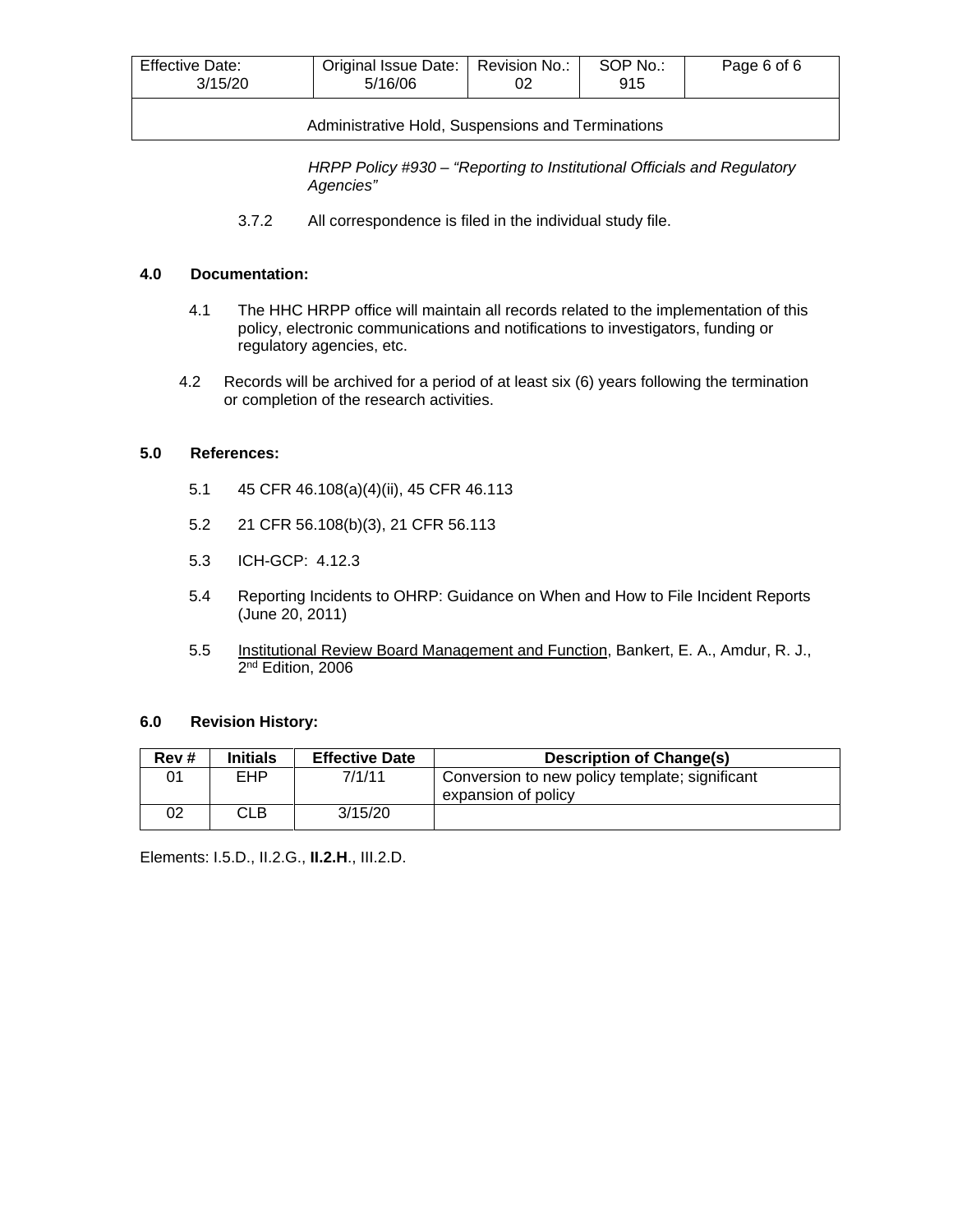*HRPP Policy #930 – "Reporting to Institutional Officials and Regulatory Agencies"*

3.7.2 All correspondence is filed in the individual study file.

## 4.0 Documentation:

4.1 The HHC HRPP office will maintain all records related to the implementation of this policy, electronic communications and notifications to investigators, funding or regulatory agencies, etc.

4.2 Records will be archived for a period of at least six (6) years following the termination or completion of the research activities.

## 5.0 References:

5.1 45 CFR 46.108(a)(4)(ii), 45 CFR 46.113

5.2 21 CFR 56.108(b)(3), 21 CFR 56.113

5.3 ICH-GCP: 4.12.3

5.4 Reporting Incidents to OHRP: Guidance on When and How to File Incident Reports (June 20, 2011)

5.5 Institutional Review Board Management and Function, Bankert, E. A., Amdur, R. J., 2nd Edition, 2006

## 6.0 Revision History:

| Rev # | Initials | Effective Date | Description of Change(s) |
|---|---|---|---|
| 01 | EHP | 7/1/11 | Conversion to new policy template; significant expansion of policy |
| 02 | CLB | 3/15/20 | |

Elements: I.5.D., II.2.G., **II.2.H**., III.2.D.